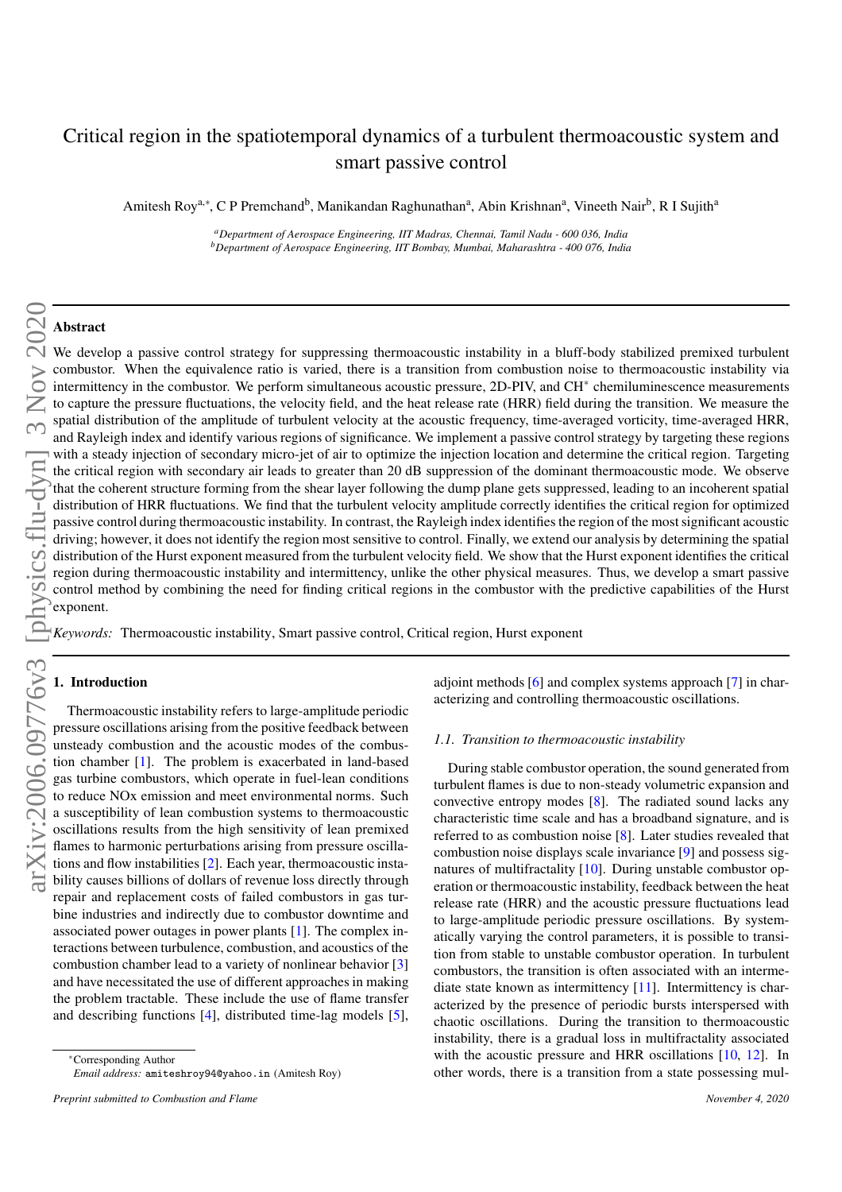# Critical region in the spatiotemporal dynamics of a turbulent thermoacoustic system and smart passive control

Amitesh Roy[a,*], C P Premchand[b], Manikandan Raghunathan[a], Abin Krishnan[a], Vineeth Nair[b], R I Sujith[a]

[a] *Department of Aerospace Engineering, IIT Madras, Chennai, Tamil Nadu - 600 036, India*
[b] *Department of Aerospace Engineering, IIT Bombay, Mumbai, Maharashtra - 400 076, India*

## Abstract

We develop a passive control strategy for suppressing thermoacoustic instability in a bluff-body stabilized premixed turbulent combustor. When the equivalence ratio is varied, there is a transition from combustion noise to thermoacoustic instability via intermittency in the combustor. We perform simultaneous acoustic pressure, 2D-PIV, and CH* chemiluminescence measurements to capture the pressure fluctuations, the velocity field, and the heat release rate (HRR) field during the transition. We measure the spatial distribution of the amplitude of turbulent velocity at the acoustic frequency, time-averaged vorticity, time-averaged HRR, and Rayleigh index and identify various regions of significance. We implement a passive control strategy by targeting these regions with a steady injection of secondary micro-jet of air to optimize the injection location and determine the critical region. Targeting the critical region with secondary air leads to greater than 20 dB suppression of the dominant thermoacoustic mode. We observe that the coherent structure forming from the shear layer following the dump plane gets suppressed, leading to an incoherent spatial distribution of HRR fluctuations. We find that the turbulent velocity amplitude correctly identifies the critical region for optimized passive control during thermoacoustic instability. In contrast, the Rayleigh index identifies the region of the most significant acoustic driving; however, it does not identify the region most sensitive to control. Finally, we extend our analysis by determining the spatial distribution of the Hurst exponent measured from the turbulent velocity field. We show that the Hurst exponent identifies the critical region during thermoacoustic instability and intermittency, unlike the other physical measures. Thus, we develop a smart passive control method by combining the need for finding critical regions in the combustor with the predictive capabilities of the Hurst exponent.

*Keywords:* Thermoacoustic instability, Smart passive control, Critical region, Hurst exponent

## 1. Introduction

Thermoacoustic instability refers to large-amplitude periodic pressure oscillations arising from the positive feedback between unsteady combustion and the acoustic modes of the combustion chamber [1]. The problem is exacerbated in land-based gas turbine combustors, which operate in fuel-lean conditions to reduce NOx emission and meet environmental norms. Such a susceptibility of lean combustion systems to thermoacoustic oscillations results from the high sensitivity of lean premixed flames to harmonic perturbations arising from pressure oscillations and flow instabilities [2]. Each year, thermoacoustic instability causes billions of dollars of revenue loss directly through repair and replacement costs of failed combustors in gas turbine industries and indirectly due to combustor downtime and associated power outages in power plants [1]. The complex interactions between turbulence, combustion, and acoustics of the combustion chamber lead to a variety of nonlinear behavior [3] and have necessitated the use of different approaches in making the problem tractable. These include the use of flame transfer and describing functions [4], distributed time-lag models [5], adjoint methods [6] and complex systems approach [7] in characterizing and controlling thermoacoustic oscillations.

### 1.1. Transition to thermoacoustic instability

During stable combustor operation, the sound generated from turbulent flames is due to non-steady volumetric expansion and convective entropy modes [8]. The radiated sound lacks any characteristic time scale and has a broadband signature, and is referred to as combustion noise [8]. Later studies revealed that combustion noise displays scale invariance [9] and possess signatures of multifractality [10]. During unstable combustor operation or thermoacoustic instability, feedback between the heat release rate (HRR) and the acoustic pressure fluctuations lead to large-amplitude periodic pressure oscillations. By systematically varying the control parameters, it is possible to transition from stable to unstable combustor operation. In turbulent combustors, the transition is often associated with an intermediate state known as intermittency [11]. Intermittency is characterized by the presence of periodic bursts interspersed with chaotic oscillations. During the transition to thermoacoustic instability, there is a gradual loss in multifractality associated with the acoustic pressure and HRR oscillations [10, 12]. In other words, there is a transition from a state possessing mul-

*Corresponding Author
*Email address:* amiteshroy94@yahoo.in (Amitesh Roy)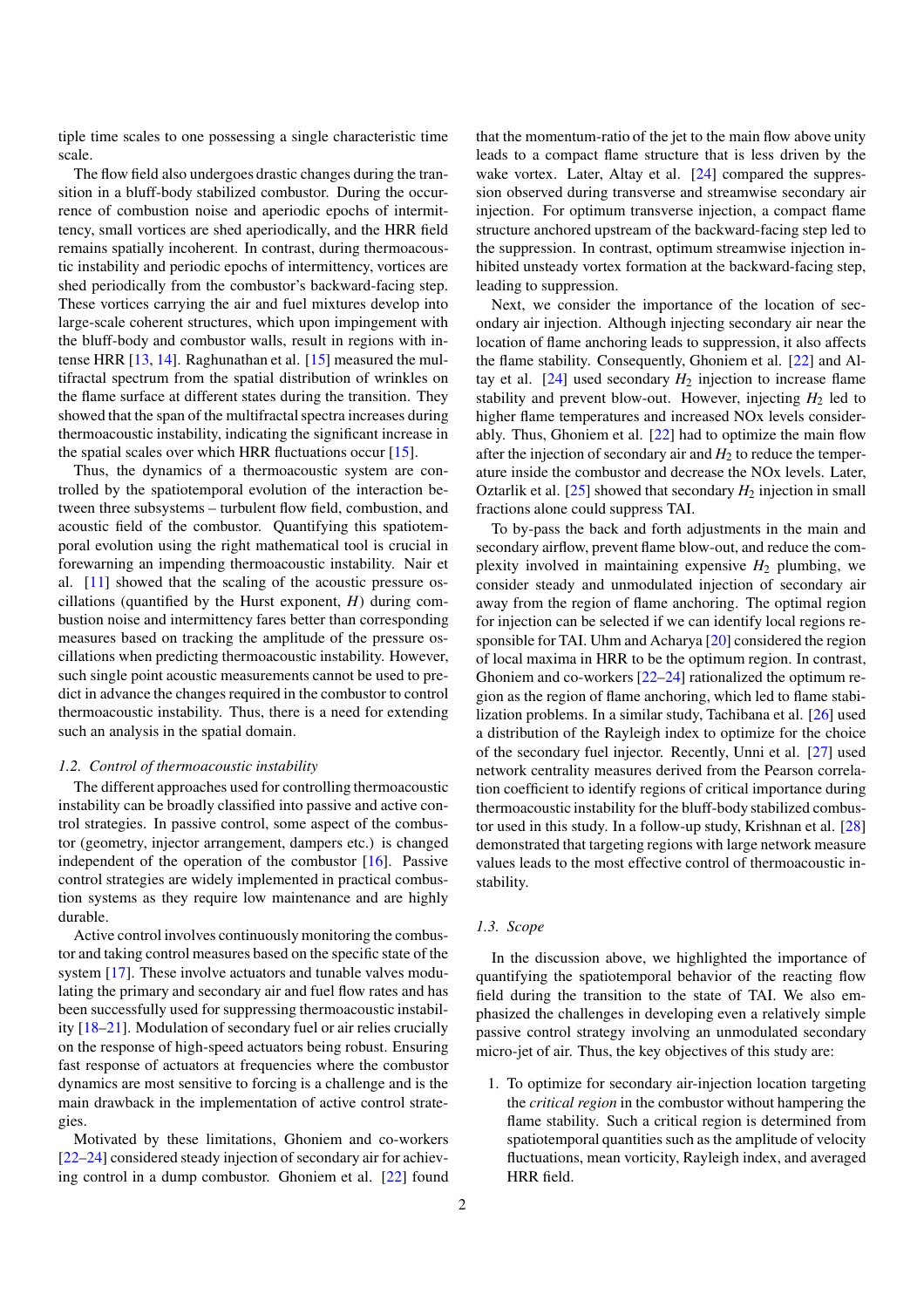tiple time scales to one possessing a single characteristic time scale.

The flow field also undergoes drastic changes during the transition in a bluff-body stabilized combustor. During the occurrence of combustion noise and aperiodic epochs of intermittency, small vortices are shed aperiodically, and the HRR field remains spatially incoherent. In contrast, during thermoacoustic instability and periodic epochs of intermittency, vortices are shed periodically from the combustor's backward-facing step. These vortices carrying the air and fuel mixtures develop into large-scale coherent structures, which upon impingement with the bluff-body and combustor walls, result in regions with intense HRR [13, 14]. Raghunathan et al. [15] measured the multifractal spectrum from the spatial distribution of wrinkles on the flame surface at different states during the transition. They showed that the span of the multifractal spectra increases during thermoacoustic instability, indicating the significant increase in the spatial scales over which HRR fluctuations occur [15].

Thus, the dynamics of a thermoacoustic system are controlled by the spatiotemporal evolution of the interaction between three subsystems – turbulent flow field, combustion, and acoustic field of the combustor. Quantifying this spatiotemporal evolution using the right mathematical tool is crucial in forewarning an impending thermoacoustic instability. Nair et al. [11] showed that the scaling of the acoustic pressure oscillations (quantified by the Hurst exponent, $H$) during combustion noise and intermittency fares better than corresponding measures based on tracking the amplitude of the pressure oscillations when predicting thermoacoustic instability. However, such single point acoustic measurements cannot be used to predict in advance the changes required in the combustor to control thermoacoustic instability. Thus, there is a need for extending such an analysis in the spatial domain.

### *1.2. Control of thermoacoustic instability*

The different approaches used for controlling thermoacoustic instability can be broadly classified into passive and active control strategies. In passive control, some aspect of the combustor (geometry, injector arrangement, dampers etc.) is changed independent of the operation of the combustor [16]. Passive control strategies are widely implemented in practical combustion systems as they require low maintenance and are highly durable.

Active control involves continuously monitoring the combustor and taking control measures based on the specific state of the system [17]. These involve actuators and tunable valves modulating the primary and secondary air and fuel flow rates and has been successfully used for suppressing thermoacoustic instability [18–21]. Modulation of secondary fuel or air relies crucially on the response of high-speed actuators being robust. Ensuring fast response of actuators at frequencies where the combustor dynamics are most sensitive to forcing is a challenge and is the main drawback in the implementation of active control strategies.

Motivated by these limitations, Ghoniem and co-workers [22–24] considered steady injection of secondary air for achieving control in a dump combustor. Ghoniem et al. [22] found that the momentum-ratio of the jet to the main flow above unity leads to a compact flame structure that is less driven by the wake vortex. Later, Altay et al. [24] compared the suppression observed during transverse and streamwise secondary air injection. For optimum transverse injection, a compact flame structure anchored upstream of the backward-facing step led to the suppression. In contrast, optimum streamwise injection inhibited unsteady vortex formation at the backward-facing step, leading to suppression.

Next, we consider the importance of the location of secondary air injection. Although injecting secondary air near the location of flame anchoring leads to suppression, it also affects the flame stability. Consequently, Ghoniem et al. [22] and Altay et al. [24] used secondary $H_2$ injection to increase flame stability and prevent blow-out. However, injecting $H_2$ led to higher flame temperatures and increased NOx levels considerably. Thus, Ghoniem et al. [22] had to optimize the main flow after the injection of secondary air and $H_2$ to reduce the temperature inside the combustor and decrease the NOx levels. Later, Oztarlik et al. [25] showed that secondary $H_2$ injection in small fractions alone could suppress TAI.

To by-pass the back and forth adjustments in the main and secondary airflow, prevent flame blow-out, and reduce the complexity involved in maintaining expensive $H_2$ plumbing, we consider steady and unmodulated injection of secondary air away from the region of flame anchoring. The optimal region for injection can be selected if we can identify local regions responsible for TAI. Uhm and Acharya [20] considered the region of local maxima in HRR to be the optimum region. In contrast, Ghoniem and co-workers [22–24] rationalized the optimum region as the region of flame anchoring, which led to flame stabilization problems. In a similar study, Tachibana et al. [26] used a distribution of the Rayleigh index to optimize for the choice of the secondary fuel injector. Recently, Unni et al. [27] used network centrality measures derived from the Pearson correlation coefficient to identify regions of critical importance during thermoacoustic instability for the bluff-body stabilized combustor used in this study. In a follow-up study, Krishnan et al. [28] demonstrated that targeting regions with large network measure values leads to the most effective control of thermoacoustic instability.

### *1.3. Scope*

In the discussion above, we highlighted the importance of quantifying the spatiotemporal behavior of the reacting flow field during the transition to the state of TAI. We also emphasized the challenges in developing even a relatively simple passive control strategy involving an unmodulated secondary micro-jet of air. Thus, the key objectives of this study are:

1. To optimize for secondary air-injection location targeting the *critical region* in the combustor without hampering the flame stability. Such a critical region is determined from spatiotemporal quantities such as the amplitude of velocity fluctuations, mean vorticity, Rayleigh index, and averaged HRR field.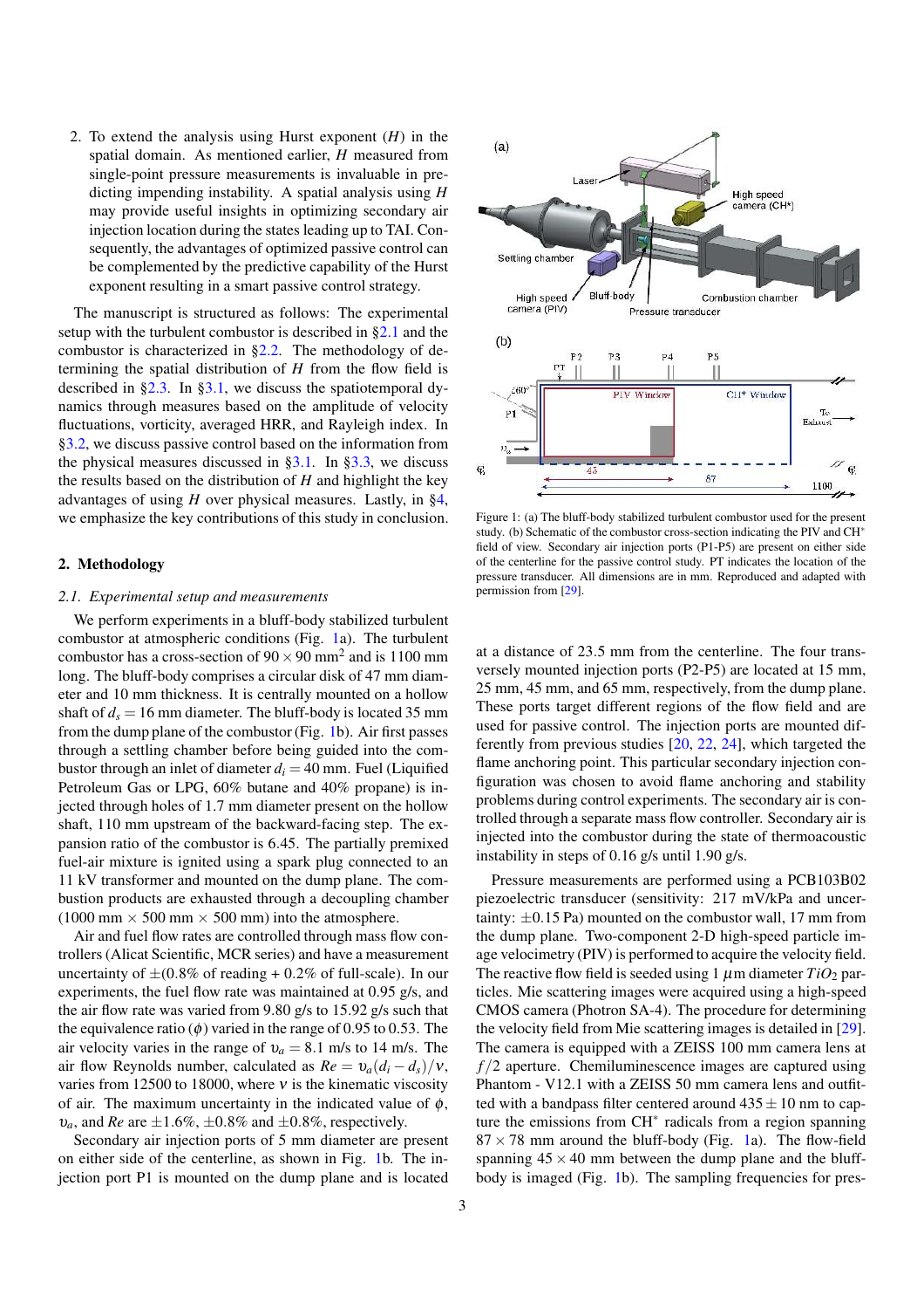2. To extend the analysis using Hurst exponent ($H$) in the spatial domain. As mentioned earlier, $H$ measured from single-point pressure measurements is invaluable in predicting impending instability. A spatial analysis using $H$ may provide useful insights in optimizing secondary air injection location during the states leading up to TAI. Consequently, the advantages of optimized passive control can be complemented by the predictive capability of the Hurst exponent resulting in a smart passive control strategy.

The manuscript is structured as follows: The experimental setup with the turbulent combustor is described in §2.1 and the combustor is characterized in §2.2. The methodology of determining the spatial distribution of $H$ from the flow field is described in §2.3. In §3.1, we discuss the spatiotemporal dynamics through measures based on the amplitude of velocity fluctuations, vorticity, averaged HRR, and Rayleigh index. In §3.2, we discuss passive control based on the information from the physical measures discussed in §3.1. In §3.3, we discuss the results based on the distribution of $H$ and highlight the key advantages of using $H$ over physical measures. Lastly, in §4, we emphasize the key contributions of this study in conclusion.

## 2. Methodology

### 2.1. Experimental setup and measurements

We perform experiments in a bluff-body stabilized turbulent combustor at atmospheric conditions (Fig. 1a). The turbulent combustor has a cross-section of $90 \times 90$ mm$^2$ and is 1100 mm long. The bluff-body comprises a circular disk of 47 mm diameter and 10 mm thickness. It is centrally mounted on a hollow shaft of $d_s = 16$ mm diameter. The bluff-body is located 35 mm from the dump plane of the combustor (Fig. 1b). Air first passes through a settling chamber before being guided into the combustor through an inlet of diameter $d_i = 40$ mm. Fuel (Liquified Petroleum Gas or LPG, 60% butane and 40% propane) is injected through holes of 1.7 mm diameter present on the hollow shaft, 110 mm upstream of the backward-facing step. The expansion ratio of the combustor is 6.45. The partially premixed fuel-air mixture is ignited using a spark plug connected to an 11 kV transformer and mounted on the dump plane. The combustion products are exhausted through a decoupling chamber (1000 mm $\times$ 500 mm $\times$ 500 mm) into the atmosphere.

Air and fuel flow rates are controlled through mass flow controllers (Alicat Scientific, MCR series) and have a measurement uncertainty of $\pm$(0.8% of reading + 0.2% of full-scale). In our experiments, the fuel flow rate was maintained at 0.95 g/s, and the air flow rate was varied from 9.80 g/s to 15.92 g/s such that the equivalence ratio ($\phi$) varied in the range of 0.95 to 0.53. The air velocity varies in the range of $\upsilon_a = 8.1$ m/s to 14 m/s. The air flow Reynolds number, calculated as $Re = \upsilon_a(d_i - d_s)/\nu$, varies from 12500 to 18000, where $\nu$ is the kinematic viscosity of air. The maximum uncertainty in the indicated value of $\phi$, $\upsilon_a$, and $Re$ are $\pm 1.6\%$, $\pm 0.8\%$ and $\pm 0.8\%$, respectively.

Secondary air injection ports of 5 mm diameter are present on either side of the centerline, as shown in Fig. 1b. The injection port P1 is mounted on the dump plane and is located at a distance of 23.5 mm from the centerline. The four transversely mounted injection ports (P2-P5) are located at 15 mm, 25 mm, 45 mm, and 65 mm, respectively, from the dump plane. These ports target different regions of the flow field and are used for passive control. The injection ports are mounted differently from previous studies [20, 22, 24], which targeted the flame anchoring point. This particular secondary injection configuration was chosen to avoid flame anchoring and stability problems during control experiments. The secondary air is controlled through a separate mass flow controller. Secondary air is injected into the combustor during the state of thermoacoustic instability in steps of 0.16 g/s until 1.90 g/s.

Figure 1: (a) The bluff-body stabilized turbulent combustor used for the present study. (b) Schematic of the combustor cross-section indicating the PIV and CH* field of view. Secondary air injection ports (P1-P5) are present on either side of the centerline for the passive control study. PT indicates the location of the pressure transducer. All dimensions are in mm. Reproduced and adapted with permission from [29].

Pressure measurements are performed using a PCB103B02 piezoelectric transducer (sensitivity: 217 mV/kPa and uncertainty: $\pm 0.15$ Pa) mounted on the combustor wall, 17 mm from the dump plane. Two-component 2-D high-speed particle image velocimetry (PIV) is performed to acquire the velocity field. The reactive flow field is seeded using 1 $\mu$m diameter $TiO_2$ particles. Mie scattering images were acquired using a high-speed CMOS camera (Photron SA-4). The procedure for determining the velocity field from Mie scattering images is detailed in [29]. The camera is equipped with a ZEISS 100 mm camera lens at $f/2$ aperture. Chemiluminescence images are captured using Phantom - V12.1 with a ZEISS 50 mm camera lens and outfitted with a bandpass filter centered around $435 \pm 10$ nm to capture the emissions from CH* radicals from a region spanning $87 \times 78$ mm around the bluff-body (Fig. 1a). The flow-field spanning $45 \times 40$ mm between the dump plane and the bluff-body is imaged (Fig. 1b). The sampling frequencies for pres-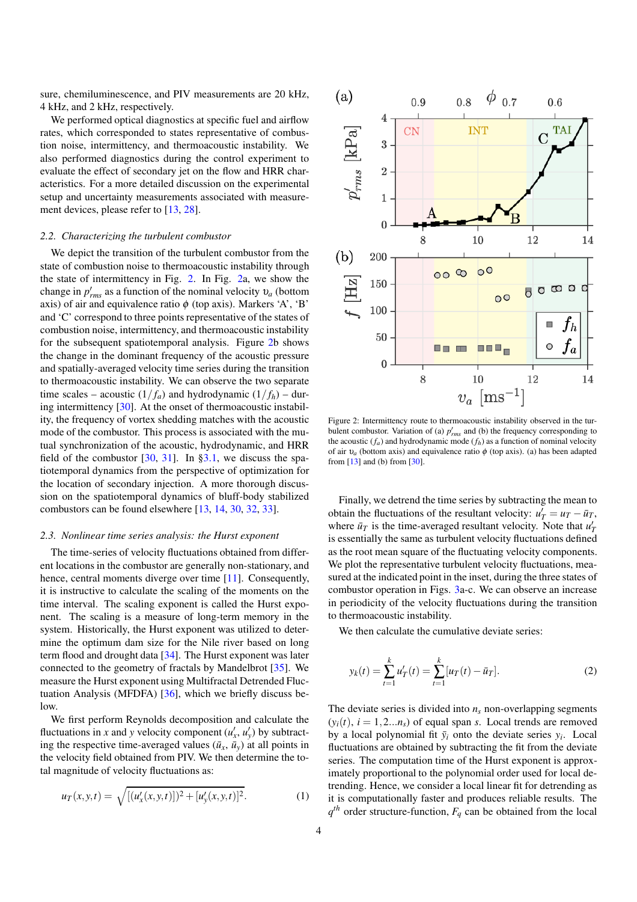sure, chemiluminescence, and PIV measurements are 20 kHz, 4 kHz, and 2 kHz, respectively.

We performed optical diagnostics at specific fuel and airflow rates, which corresponded to states representative of combustion noise, intermittency, and thermoacoustic instability. We also performed diagnostics during the control experiment to evaluate the effect of secondary jet on the flow and HRR characteristics. For a more detailed discussion on the experimental setup and uncertainty measurements associated with measurement devices, please refer to [13, 28].

### *2.2. Characterizing the turbulent combustor*

We depict the transition of the turbulent combustor from the state of combustion noise to thermoacoustic instability through the state of intermittency in Fig. 2. In Fig. 2a, we show the change in $p'_{rms}$ as a function of the nominal velocity $v_a$ (bottom axis) of air and equivalence ratio $\phi$ (top axis). Markers 'A', 'B' and 'C' correspond to three points representative of the states of combustion noise, intermittency, and thermoacoustic instability for the subsequent spatiotemporal analysis. Figure 2b shows the change in the dominant frequency of the acoustic pressure and spatially-averaged velocity time series during the transition to thermoacoustic instability. We can observe the two separate time scales – acoustic ($1/f_a$) and hydrodynamic ($1/f_h$) – during intermittency [30]. At the onset of thermoacoustic instability, the frequency of vortex shedding matches with the acoustic mode of the combustor. This process is associated with the mutual synchronization of the acoustic, hydrodynamic, and HRR field of the combustor [30, 31]. In §3.1, we discuss the spatiotemporal dynamics from the perspective of optimization for the location of secondary injection. A more thorough discussion on the spatiotemporal dynamics of bluff-body stabilized combustors can be found elsewhere [13, 14, 30, 32, 33].

### *2.3. Nonlinear time series analysis: the Hurst exponent*

The time-series of velocity fluctuations obtained from different locations in the combustor are generally non-stationary, and hence, central moments diverge over time [11]. Consequently, it is instructive to calculate the scaling of the moments on the time interval. The scaling exponent is called the Hurst exponent. The scaling is a measure of long-term memory in the system. Historically, the Hurst exponent was utilized to determine the optimum dam size for the Nile river based on long term flood and drought data [34]. The Hurst exponent was later connected to the geometry of fractals by Mandelbrot [35]. We measure the Hurst exponent using Multifractal Detrended Fluctuation Analysis (MFDFA) [36], which we briefly discuss below.

We first perform Reynolds decomposition and calculate the fluctuations in $x$ and $y$ velocity component ($u'_x$, $u'_y$) by subtracting the respective time-averaged values ($\bar{u}_x$, $\bar{u}_y$) at all points in the velocity field obtained from PIV. We then determine the total magnitude of velocity fluctuations as:

$$u_T(x,y,t) = \sqrt{[(u'_x(x,y,t)])^2 + [u'_y(x,y,t)]^2}. \tag{1}$$

Figure 2: Intermittency route to thermoacoustic instability observed in the turbulent combustor. Variation of (a) $p'_{rms}$ and (b) the frequency corresponding to the acoustic ($f_a$) and hydrodynamic mode ($f_h$) as a function of nominal velocity of air $v_a$ (bottom axis) and equivalence ratio $\phi$ (top axis). (a) has been adapted from [13] and (b) from [30].

Finally, we detrend the time series by subtracting the mean to obtain the fluctuations of the resultant velocity: $u'_T = u_T - \bar{u}_T$, where $\bar{u}_T$ is the time-averaged resultant velocity. Note that $u'_T$ is essentially the same as turbulent velocity fluctuations defined as the root mean square of the fluctuating velocity components. We plot the representative turbulent velocity fluctuations, measured at the indicated point in the inset, during the three states of combustor operation in Figs. 3a-c. We can observe an increase in periodicity of the velocity fluctuations during the transition to thermoacoustic instability.

We then calculate the cumulative deviate series:

$$y_k(t) = \sum_{t=1}^{k} u'_T(t) = \sum_{t=1}^{k} [u_T(t) - \bar{u}_T]. \tag{2}$$

The deviate series is divided into $n_s$ non-overlapping segments ($y_i(t)$, $i = 1, 2 \ldots n_s$) of equal span $s$. Local trends are removed by a local polynomial fit $\tilde{y}_i$ onto the deviate series $y_i$. Local fluctuations are obtained by subtracting the fit from the deviate series. The computation time of the Hurst exponent is approximately proportional to the polynomial order used for local detrending. Hence, we consider a local linear fit for detrending as it is computationally faster and produces reliable results. The $q^{th}$ order structure-function, $F_q$ can be obtained from the local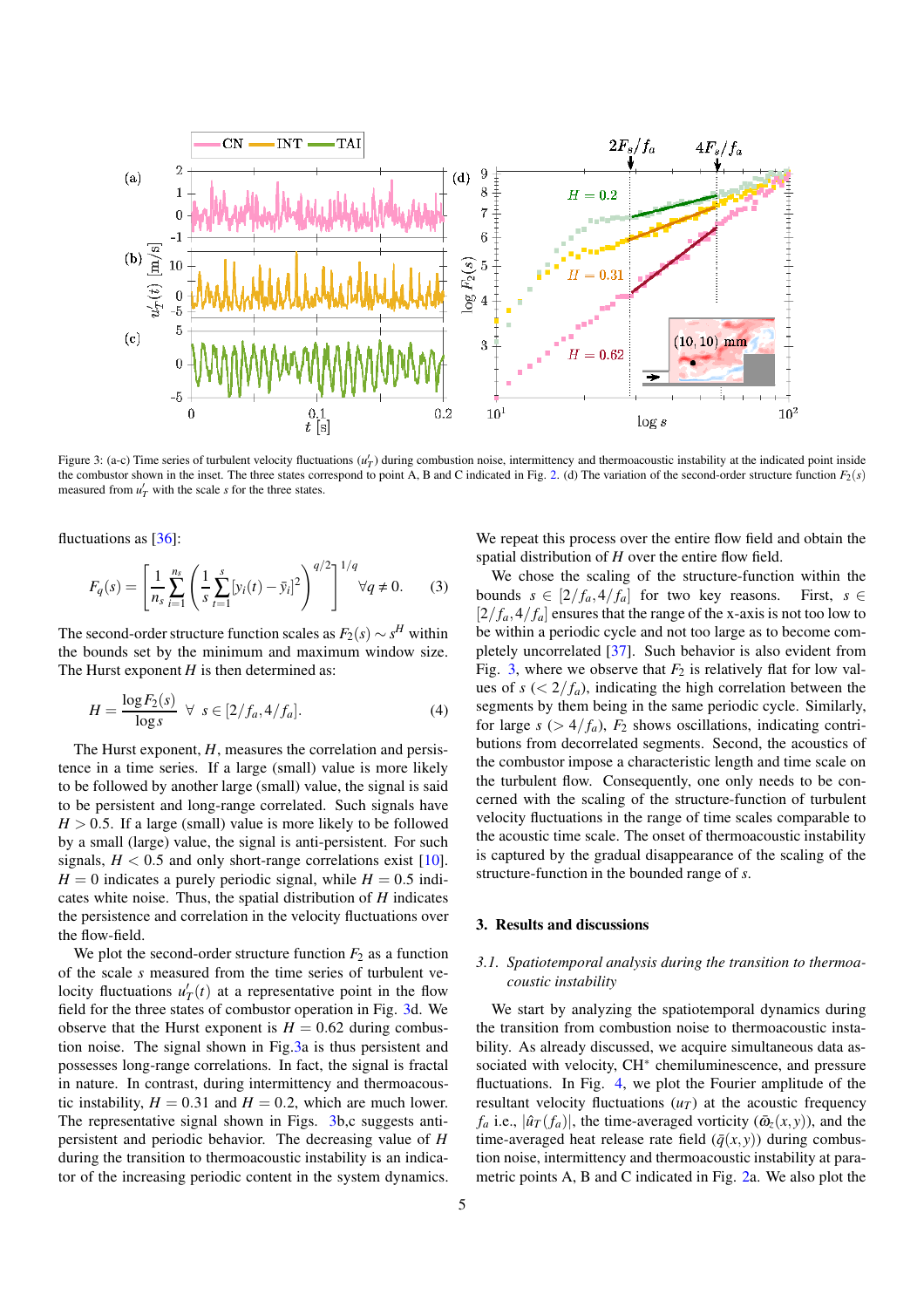Figure 3: (a-c) Time series of turbulent velocity fluctuations ($u'_T$) during combustion noise, intermittency and thermoacoustic instability at the indicated point inside the combustor shown in the inset. The three states correspond to point A, B and C indicated in Fig. 2. (d) The variation of the second-order structure function $F_2(s)$ measured from $u'_T$ with the scale $s$ for the three states.

fluctuations as [36]:

$$F_q(s) = \left[ \frac{1}{n_s} \sum_{i=1}^{n_s} \left( \frac{1}{s} \sum_{t=1}^{s} [y_i(t) - \bar{y}_i]^2 \right)^{q/2} \right]^{1/q} \quad \forall q \neq 0. \tag{3}$$

The second-order structure function scales as $F_2(s) \sim s^H$ within the bounds set by the minimum and maximum window size. The Hurst exponent $H$ is then determined as:

$$H = \frac{\log F_2(s)}{\log s} \quad \forall \ s \in [2/f_a, 4/f_a]. \tag{4}$$

The Hurst exponent, $H$, measures the correlation and persistence in a time series. If a large (small) value is more likely to be followed by another large (small) value, the signal is said to be persistent and long-range correlated. Such signals have $H > 0.5$. If a large (small) value is more likely to be followed by a small (large) value, the signal is anti-persistent. For such signals, $H < 0.5$ and only short-range correlations exist [10]. $H = 0$ indicates a purely periodic signal, while $H = 0.5$ indicates white noise. Thus, the spatial distribution of $H$ indicates the persistence and correlation in the velocity fluctuations over the flow-field.

We plot the second-order structure function $F_2$ as a function of the scale $s$ measured from the time series of turbulent velocity fluctuations $u'_T(t)$ at a representative point in the flow field for the three states of combustor operation in Fig. 3d. We observe that the Hurst exponent is $H = 0.62$ during combustion noise. The signal shown in Fig.3a is thus persistent and possesses long-range correlations. In fact, the signal is fractal in nature. In contrast, during intermittency and thermoacoustic instability, $H = 0.31$ and $H = 0.2$, which are much lower. The representative signal shown in Figs. 3b,c suggests anti-persistent and periodic behavior. The decreasing value of $H$ during the transition to thermoacoustic instability is an indicator of the increasing periodic content in the system dynamics.

We repeat this process over the entire flow field and obtain the spatial distribution of $H$ over the entire flow field.

We chose the scaling of the structure-function within the bounds $s \in [2/f_a, 4/f_a]$ for two key reasons. First, $s \in [2/f_a, 4/f_a]$ ensures that the range of the x-axis is not too low to be within a periodic cycle and not too large as to become completely uncorrelated [37]. Such behavior is also evident from Fig. 3, where we observe that $F_2$ is relatively flat for low values of $s$ ($< 2/f_a$), indicating the high correlation between the segments by them being in the same periodic cycle. Similarly, for large $s$ ($> 4/f_a$), $F_2$ shows oscillations, indicating contributions from decorrelated segments. Second, the acoustics of the combustor impose a characteristic length and time scale on the turbulent flow. Consequently, one only needs to be concerned with the scaling of the structure-function of turbulent velocity fluctuations in the range of time scales comparable to the acoustic time scale. The onset of thermoacoustic instability is captured by the gradual disappearance of the scaling of the structure-function in the bounded range of $s$.

## 3. Results and discussions

### 3.1. Spatiotemporal analysis during the transition to thermoacoustic instability

We start by analyzing the spatiotemporal dynamics during the transition from combustion noise to thermoacoustic instability. As already discussed, we acquire simultaneous data associated with velocity, $CH^*$ chemiluminescence, and pressure fluctuations. In Fig. 4, we plot the Fourier amplitude of the resultant velocity fluctuations ($u_T$) at the acoustic frequency $f_a$ i.e., $|\hat{u}_T(f_a)|$, the time-averaged vorticity ($\bar{\omega}_z(x,y)$), and the time-averaged heat release rate field ($\bar{q}(x,y)$) during combustion noise, intermittency and thermoacoustic instability at parametric points A, B and C indicated in Fig. 2a. We also plot the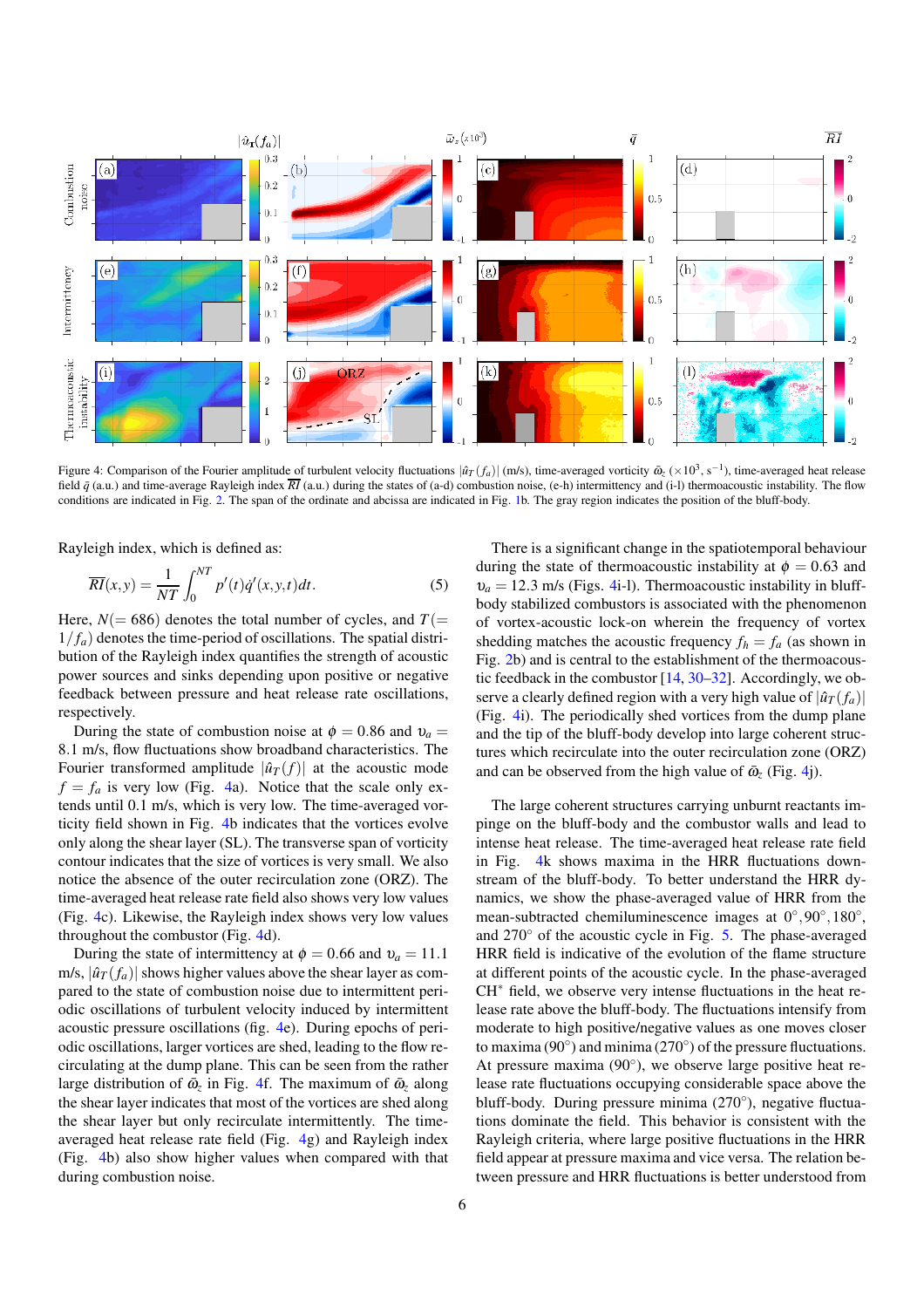Figure 4: Comparison of the Fourier amplitude of turbulent velocity fluctuations $|\hat{u}_T(f_a)|$ (m/s), time-averaged vorticity $\bar{\omega}_z$ ($\times 10^3$, s$^{-1}$), time-averaged heat release field $\bar{q}$ (a.u.) and time-average Rayleigh index $\overline{RI}$ (a.u.) during the states of (a-d) combustion noise, (e-h) intermittency and (i-l) thermoacoustic instability. The flow conditions are indicated in Fig. 2. The span of the ordinate and abcissa are indicated in Fig. 1b. The gray region indicates the position of the bluff-body.

Rayleigh index, which is defined as:

$$\overline{RI}(x,y) = \frac{1}{NT}\int_0^{NT} p'(t)\dot{q}'(x,y,t)dt. \quad (5)$$

Here, $N(=686)$ denotes the total number of cycles, and $T(=1/f_a)$ denotes the time-period of oscillations. The spatial distribution of the Rayleigh index quantifies the strength of acoustic power sources and sinks depending upon positive or negative feedback between pressure and heat release rate oscillations, respectively.

During the state of combustion noise at $\phi = 0.86$ and $\upsilon_a = 8.1$ m/s, flow fluctuations show broadband characteristics. The Fourier transformed amplitude $|\hat{u}_T(f)|$ at the acoustic mode $f = f_a$ is very low (Fig. 4a). Notice that the scale only extends until 0.1 m/s, which is very low. The time-averaged vorticity field shown in Fig. 4b indicates that the vortices evolve only along the shear layer (SL). The transverse span of vorticity contour indicates that the size of vortices is very small. We also notice the absence of the outer recirculation zone (ORZ). The time-averaged heat release rate field also shows very low values (Fig. 4c). Likewise, the Rayleigh index shows very low values throughout the combustor (Fig. 4d).

During the state of intermittency at $\phi = 0.66$ and $\upsilon_a = 11.1$ m/s, $|\hat{u}_T(f_a)|$ shows higher values above the shear layer as compared to the state of combustion noise due to intermittent periodic oscillations of turbulent velocity induced by intermittent acoustic pressure oscillations (fig. 4e). During epochs of periodic oscillations, larger vortices are shed, leading to the flow recirculating at the dump plane. This can be seen from the rather large distribution of $\bar{\omega}_z$ in Fig. 4f. The maximum of $\bar{\omega}_z$ along the shear layer indicates that most of the vortices are shed along the shear layer but only recirculate intermittently. The time-averaged heat release rate field (Fig. 4g) and Rayleigh index (Fig. 4h) also show higher values when compared with that during combustion noise.

There is a significant change in the spatiotemporal behaviour during the state of thermoacoustic instability at $\phi = 0.63$ and $\upsilon_a = 12.3$ m/s (Figs. 4i-l). Thermoacoustic instability in bluff-body stabilized combustors is associated with the phenomenon of vortex-acoustic lock-on wherein the frequency of vortex shedding matches the acoustic frequency $f_h = f_a$ (as shown in Fig. 2b) and is central to the establishment of the thermoacoustic feedback in the combustor [14, 30–32]. Accordingly, we observe a clearly defined region with a very high value of $|\hat{u}_T(f_a)|$ (Fig. 4i). The periodically shed vortices from the dump plane and the tip of the bluff-body develop into large coherent structures which recirculate into the outer recirculation zone (ORZ) and can be observed from the high value of $\bar{\omega}_z$ (Fig. 4j).

The large coherent structures carrying unburnt reactants impinge on the bluff-body and the combustor walls and lead to intense heat release. The time-averaged heat release rate field in Fig. 4k shows maxima in the HRR fluctuations downstream of the bluff-body. To better understand the HRR dynamics, we show the phase-averaged value of HRR from the mean-subtracted chemiluminescence images at $0°, 90°, 180°$, and $270°$ of the acoustic cycle in Fig. 5. The phase-averaged HRR field is indicative of the evolution of the flame structure at different points of the acoustic cycle. In the phase-averaged CH* field, we observe very intense fluctuations in the heat release rate above the bluff-body. The fluctuations intensify from moderate to high positive/negative values as one moves closer to maxima (90°) and minima (270°) of the pressure fluctuations. At pressure maxima (90°), we observe large positive heat release rate fluctuations occupying considerable space above the bluff-body. During pressure minima (270°), negative fluctuations dominate the field. This behavior is consistent with the Rayleigh criteria, where large positive fluctuations in the HRR field appear at pressure maxima and vice versa. The relation between pressure and HRR fluctuations is better understood from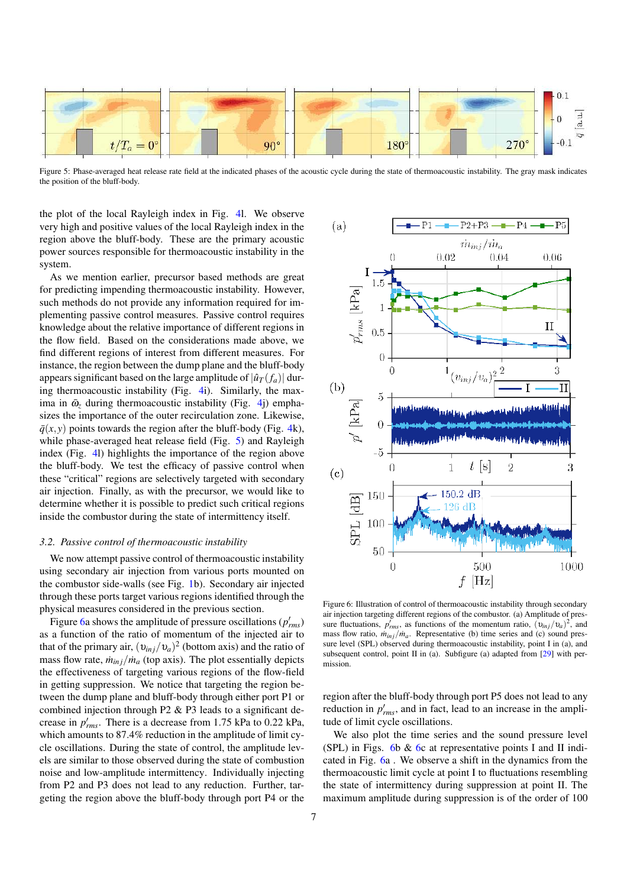Figure 5: Phase-averaged heat release rate field at the indicated phases of the acoustic cycle during the state of thermoacoustic instability. The gray mask indicates the position of the bluff-body.

the plot of the local Rayleigh index in Fig. 4l. We observe very high and positive values of the local Rayleigh index in the region above the bluff-body. These are the primary acoustic power sources responsible for thermoacoustic instability in the system.

As we mention earlier, precursor based methods are great for predicting impending thermoacoustic instability. However, such methods do not provide any information required for implementing passive control measures. Passive control requires knowledge about the relative importance of different regions in the flow field. Based on the considerations made above, we find different regions of interest from different measures. For instance, the region between the dump plane and the bluff-body appears significant based on the large amplitude of $|\hat{u}_T(f_a)|$ during thermoacoustic instability (Fig. 4i). Similarly, the maxima in $\bar{\omega}_z$ during thermoacoustic instability (Fig. 4j) emphasizes the importance of the outer recirculation zone. Likewise, $\bar{q}(x,y)$ points towards the region after the bluff-body (Fig. 4k), while phase-averaged heat release field (Fig. 5) and Rayleigh index (Fig. 4l) highlights the importance of the region above the bluff-body. We test the efficacy of passive control when these "critical" regions are selectively targeted with secondary air injection. Finally, as with the precursor, we would like to determine whether it is possible to predict such critical regions inside the combustor during the state of intermittency itself.

### 3.2. *Passive control of thermoacoustic instability*

We now attempt passive control of thermoacoustic instability using secondary air injection from various ports mounted on the combustor side-walls (see Fig. 1b). Secondary air injected through these ports target various regions identified through the physical measures considered in the previous section.

Figure 6a shows the amplitude of pressure oscillations ($p'_{rms}$) as a function of the ratio of momentum of the injected air to that of the primary air, $(\upsilon_{inj}/\upsilon_a)^2$ (bottom axis) and the ratio of mass flow rate, $\dot{m}_{inj}/\dot{m}_a$ (top axis). The plot essentially depicts the effectiveness of targeting various regions of the flow-field in getting suppression. We notice that targeting the region between the dump plane and bluff-body through either port P1 or combined injection through P2 & P3 leads to a significant decrease in $p'_{rms}$. There is a decrease from 1.75 kPa to 0.22 kPa, which amounts to 87.4% reduction in the amplitude of limit cycle oscillations. During the state of control, the amplitude levels are similar to those observed during the state of combustion noise and low-amplitude intermittency. Individually injecting from P2 and P3 does not lead to any reduction. Further, targeting the region above the bluff-body through port P4 or the region after the bluff-body through port P5 does not lead to any reduction in $p'_{rms}$, and in fact, lead to an increase in the amplitude of limit cycle oscillations.

Figure 6: Illustration of control of thermoacoustic instability through secondary air injection targeting different regions of the combustor. (a) Amplitude of pressure fluctuations, $p'_{rms}$, as functions of the momentum ratio, $(\upsilon_{inj}/\upsilon_a)^2$, and mass flow ratio, $\dot{m}_{inj}/\dot{m}_a$. Representative (b) time series and (c) sound pressure level (SPL) observed during thermoacoustic instability, point I in (a), and subsequent control, point II in (a). Subfigure (a) adapted from [29] with permission.

We also plot the time series and the sound pressure level (SPL) in Figs. 6b & 6c at representative points I and II indicated in Fig. 6a . We observe a shift in the dynamics from the thermoacoustic limit cycle at point I to fluctuations resembling the state of intermittency during suppression at point II. The maximum amplitude during suppression is of the order of 100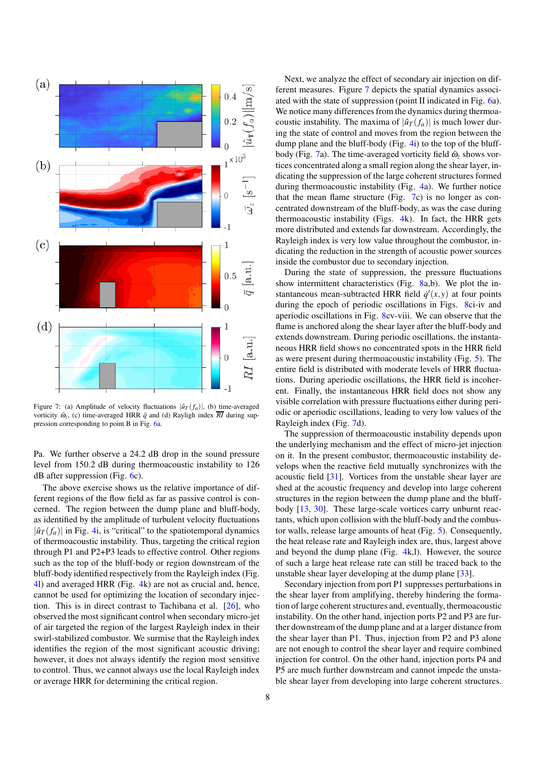Figure 7: (a) Amplitude of velocity fluctuations $|\hat{u}_T(f_a)|$, (b) time-averaged vorticity $\bar{\omega}_z$, (c) time-averaged HRR $\bar{q}$ and (d) Rayligh index $\overline{RI}$ during suppression corresponding to point B in Fig. 6a.

Pa. We further observe a 24.2 dB drop in the sound pressure level from 150.2 dB during thermoacoustic instability to 126 dB after suppression (Fig. 6c).

The above exercise shows us the relative importance of different regions of the flow field as far as passive control is concerned. The region between the dump plane and bluff-body, as identified by the amplitude of turbulent velocity fluctuations $|\hat{u}_T(f_a)|$ in Fig. 4i, is "critical" to the spatiotemporal dynamics of thermoacoustic instability. Thus, targeting the critical region through P1 and P2+P3 leads to effective control. Other regions such as the top of the bluff-body or region downstream of the bluff-body identified respectively from the Rayleigh index (Fig. 4l) and averaged HRR (Fig. 4k) are not as crucial and, hence, cannot be used for optimizing the location of secondary injection. This is in direct contrast to Tachibana et al. [26], who observed the most significant control when secondary micro-jet of air targeted the region of the largest Rayleigh index in their swirl-stabilized combustor. We surmise that the Rayleigh index identifies the region of the most significant acoustic driving; however, it does not always identify the region most sensitive to control. Thus, we cannot always use the local Rayleigh index or average HRR for determining the critical region.

Next, we analyze the effect of secondary air injection on different measures. Figure 7 depicts the spatial dynamics associated with the state of suppression (point II indicated in Fig. 6a). We notice many differences from the dynamics during thermoacoustic instability. The maxima of $|\hat{u}_T(f_a)|$ is much lower during the state of control and moves from the region between the dump plane and the bluff-body (Fig. 4i) to the top of the bluff-body (Fig. 7a). The time-averaged vorticity field $\bar{\omega}_z$ shows vortices concentrated along a small region along the shear layer, indicating the suppression of the large coherent structures formed during thermoacoustic instability (Fig. 4a). We further notice that the mean flame structure (Fig. 7c) is no longer as concentrated downstream of the bluff-body, as was the case during thermoacoustic instability (Figs. 4k). In fact, the HRR gets more distributed and extends far downstream. Accordingly, the Rayleigh index is very low value throughout the combustor, indicating the reduction in the strength of acoustic power sources inside the combustor due to secondary injection.

During the state of suppression, the pressure fluctuations show intermittent characteristics (Fig. 8a,b). We plot the instantaneous mean-subtracted HRR field $\dot{q}'(x,y)$ at four points during the epoch of periodic oscillations in Figs. 8ci-iv and aperiodic oscillations in Fig. 8cv-viii. We can observe that the flame is anchored along the shear layer after the bluff-body and extends downstream. During periodic oscillations, the instantaneous HRR field shows no concentrated spots in the HRR field as were present during thermoacoustic instability (Fig. 5). The entire field is distributed with moderate levels of HRR fluctuations. During aperiodic oscillations, the HRR field is incoherent. Finally, the instantaneous HRR field does not show any visible correlation with pressure fluctuations either during periodic or aperiodic oscillations, leading to very low values of the Rayleigh index (Fig. 7d).

The suppression of thermoacoustic instability depends upon the underlying mechanism and the effect of micro-jet injection on it. In the present combustor, thermoacoustic instability develops when the reactive field mutually synchronizes with the acoustic field [31]. Vortices from the unstable shear layer are shed at the acoustic frequency and develop into large coherent structures in the region between the dump plane and the bluff-body [13, 30]. These large-scale vortices carry unburnt reactants, which upon collision with the bluff-body and the combustor walls, release large amounts of heat (Fig. 5). Consequently, the heat release rate and Rayleigh index are, thus, largest above and beyond the dump plane (Fig. 4k,l). However, the source of such a large heat release rate can still be traced back to the unstable shear layer developing at the dump plane [33].

Secondary injection from port P1 suppresses perturbations in the shear layer from amplifying, thereby hindering the formation of large coherent structures and, eventually, thermoacoustic instability. On the other hand, injection ports P2 and P3 are further downstream of the dump plane and at a larger distance from the shear layer than P1. Thus, injection from P2 and P3 alone are not enough to control the shear layer and require combined injection for control. On the other hand, injection ports P4 and P5 are much further downstream and cannot impede the unstable shear layer from developing into large coherent structures.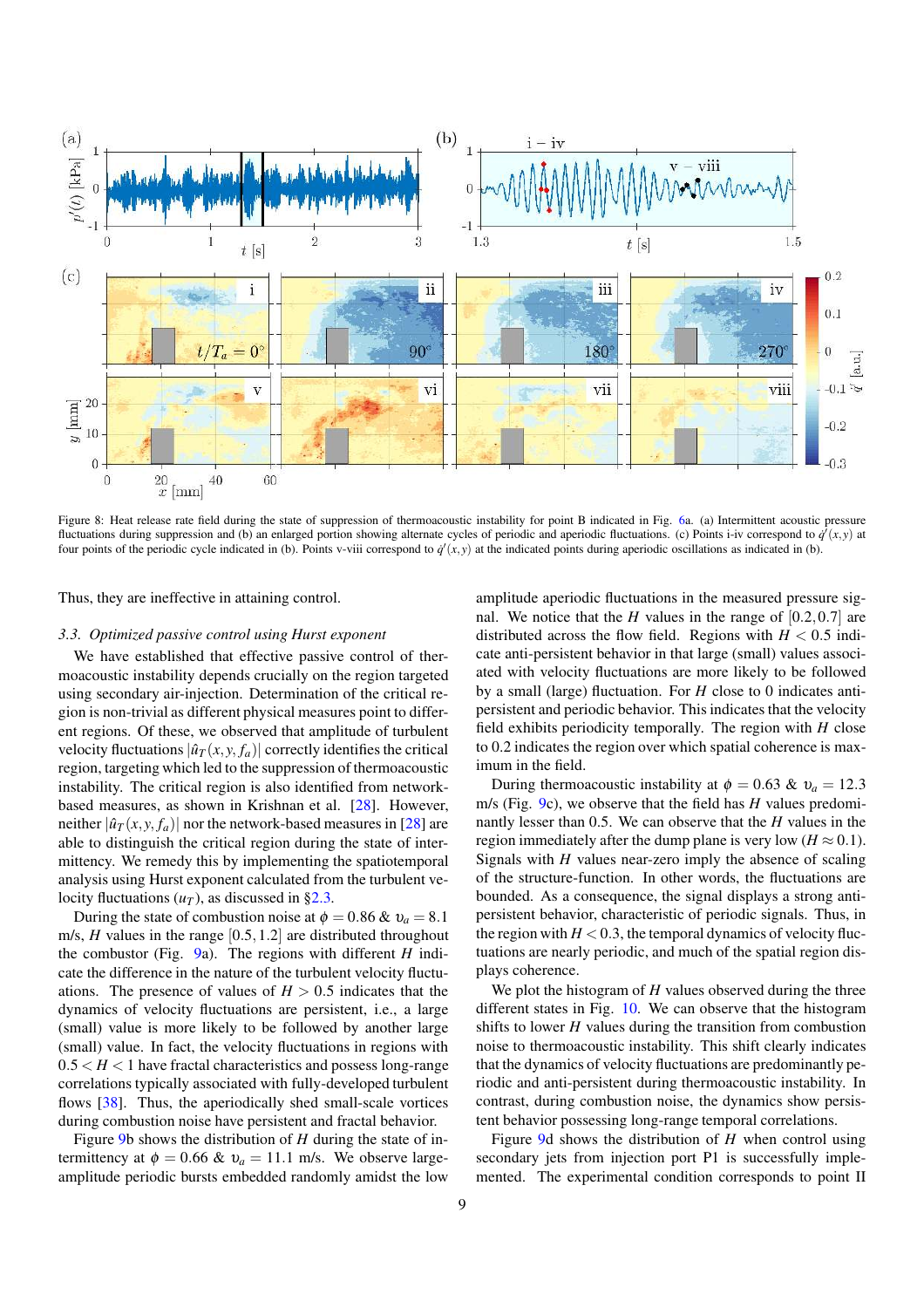Figure 8: Heat release rate field during the state of suppression of thermoacoustic instability for point B indicated in Fig. 6a. (a) Intermittent acoustic pressure fluctuations during suppression and (b) an enlarged portion showing alternate cycles of periodic and aperiodic fluctuations. (c) Points i-iv correspond to $\dot{q}'(x,y)$ at four points of the periodic cycle indicated in (b). Points v-viii correspond to $\dot{q}'(x,y)$ at the indicated points during aperiodic oscillations as indicated in (b).

Thus, they are ineffective in attaining control.

### *3.3. Optimized passive control using Hurst exponent*

We have established that effective passive control of thermoacoustic instability depends crucially on the region targeted using secondary air-injection. Determination of the critical region is non-trivial as different physical measures point to different regions. Of these, we observed that amplitude of turbulent velocity fluctuations $|\hat{u}_T(x,y,f_a)|$ correctly identifies the critical region, targeting which led to the suppression of thermoacoustic instability. The critical region is also identified from network-based measures, as shown in Krishnan et al. [28]. However, neither $|\hat{u}_T(x,y,f_a)|$ nor the network-based measures in [28] are able to distinguish the critical region during the state of intermittency. We remedy this by implementing the spatiotemporal analysis using Hurst exponent calculated from the turbulent velocity fluctuations ($u_T$), as discussed in §2.3.

During the state of combustion noise at $\phi = 0.86$ & $v_a = 8.1$ m/s, $H$ values in the range $[0.5, 1.2]$ are distributed throughout the combustor (Fig. 9a). The regions with different $H$ indicate the difference in the nature of the turbulent velocity fluctuations. The presence of values of $H > 0.5$ indicates that the dynamics of velocity fluctuations are persistent, i.e., a large (small) value is more likely to be followed by another large (small) value. In fact, the velocity fluctuations in regions with $0.5 < H < 1$ have fractal characteristics and possess long-range correlations typically associated with fully-developed turbulent flows [38]. Thus, the aperiodically shed small-scale vortices during combustion noise have persistent and fractal behavior.

Figure 9b shows the distribution of $H$ during the state of intermittency at $\phi = 0.66$ & $v_a = 11.1$ m/s. We observe large-amplitude periodic bursts embedded randomly amidst the low amplitude aperiodic fluctuations in the measured pressure signal. We notice that the $H$ values in the range of $[0.2, 0.7]$ are distributed across the flow field. Regions with $H < 0.5$ indicate anti-persistent behavior in that large (small) values associated with velocity fluctuations are more likely to be followed by a small (large) fluctuation. For $H$ close to 0 indicates anti-persistent and periodic behavior. This indicates that the velocity field exhibits periodicity temporally. The region with $H$ close to 0.2 indicates the region over which spatial coherence is maximum in the field.

During thermoacoustic instability at $\phi = 0.63$ & $v_a = 12.3$ m/s (Fig. 9c), we observe that the field has $H$ values predominantly lesser than 0.5. We can observe that the $H$ values in the region immediately after the dump plane is very low ($H \approx 0.1$). Signals with $H$ values near-zero imply the absence of scaling of the structure-function. In other words, the fluctuations are bounded. As a consequence, the signal displays a strong anti-persistent behavior, characteristic of periodic signals. Thus, in the region with $H < 0.3$, the temporal dynamics of velocity fluctuations are nearly periodic, and much of the spatial region displays coherence.

We plot the histogram of $H$ values observed during the three different states in Fig. 10. We can observe that the histogram shifts to lower $H$ values during the transition from combustion noise to thermoacoustic instability. This shift clearly indicates that the dynamics of velocity fluctuations are predominantly periodic and anti-persistent during thermoacoustic instability. In contrast, during combustion noise, the dynamics show persistent behavior possessing long-range temporal correlations.

Figure 9d shows the distribution of $H$ when control using secondary jets from injection port P1 is successfully implemented. The experimental condition corresponds to point II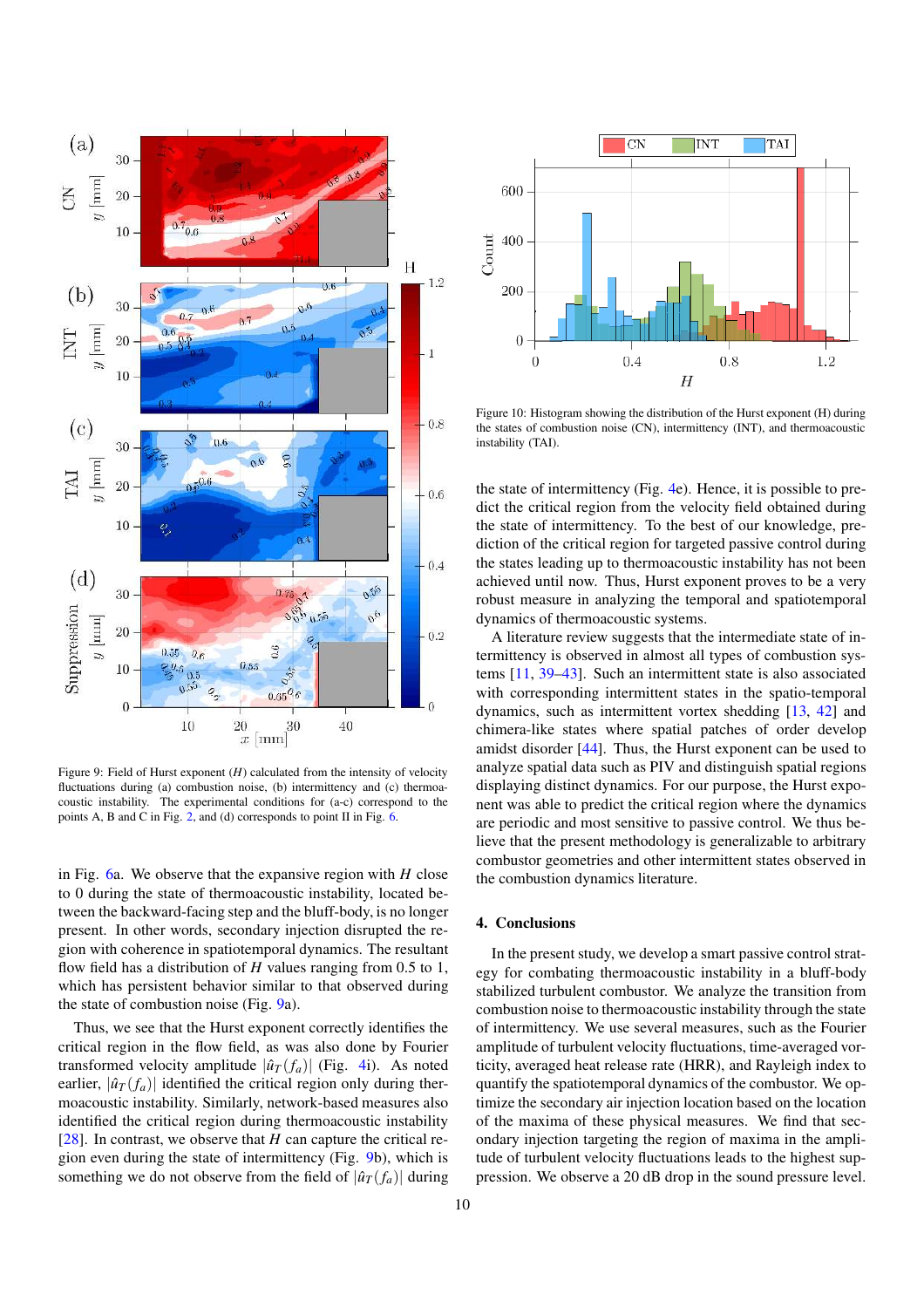Figure 9: Field of Hurst exponent ($H$) calculated from the intensity of velocity fluctuations during (a) combustion noise, (b) intermittency and (c) thermoacoustic instability. The experimental conditions for (a-c) correspond to the points A, B and C in Fig. 2, and (d) corresponds to point II in Fig. 6.

Figure 10: Histogram showing the distribution of the Hurst exponent (H) during the states of combustion noise (CN), intermittency (INT), and thermoacoustic instability (TAI).

in Fig. 6a. We observe that the expansive region with $H$ close to 0 during the state of thermoacoustic instability, located between the backward-facing step and the bluff-body, is no longer present. In other words, secondary injection disrupted the region with coherence in spatiotemporal dynamics. The resultant flow field has a distribution of $H$ values ranging from 0.5 to 1, which has persistent behavior similar to that observed during the state of combustion noise (Fig. 9a).

Thus, we see that the Hurst exponent correctly identifies the critical region in the flow field, as was also done by Fourier transformed velocity amplitude $|\hat{u}_T(f_a)|$ (Fig. 4i). As noted earlier, $|\hat{u}_T(f_a)|$ identified the critical region only during thermoacoustic instability. Similarly, network-based measures also identified the critical region during thermoacoustic instability [28]. In contrast, we observe that $H$ can capture the critical region even during the state of intermittency (Fig. 9b), which is something we do not observe from the field of $|\hat{u}_T(f_a)|$ during the state of intermittency (Fig. 4e). Hence, it is possible to predict the critical region from the velocity field obtained during the state of intermittency. To the best of our knowledge, prediction of the critical region for targeted passive control during the states leading up to thermoacoustic instability has not been achieved until now. Thus, Hurst exponent proves to be a very robust measure in analyzing the temporal and spatiotemporal dynamics of thermoacoustic systems.

A literature review suggests that the intermediate state of intermittency is observed in almost all types of combustion systems [11, 39–43]. Such an intermittent state is also associated with corresponding intermittent states in the spatio-temporal dynamics, such as intermittent vortex shedding [13, 42] and chimera-like states where spatial patches of order develop amidst disorder [44]. Thus, the Hurst exponent can be used to analyze spatial data such as PIV and distinguish spatial regions displaying distinct dynamics. For our purpose, the Hurst exponent was able to predict the critical region where the dynamics are periodic and most sensitive to passive control. We thus believe that the present methodology is generalizable to arbitrary combustor geometries and other intermittent states observed in the combustion dynamics literature.

## 4. Conclusions

In the present study, we develop a smart passive control strategy for combating thermoacoustic instability in a bluff-body stabilized turbulent combustor. We analyze the transition from combustion noise to thermoacoustic instability through the state of intermittency. We use several measures, such as the Fourier amplitude of turbulent velocity fluctuations, time-averaged vorticity, averaged heat release rate (HRR), and Rayleigh index to quantify the spatiotemporal dynamics of the combustor. We optimize the secondary air injection location based on the location of the maxima of these physical measures. We find that secondary injection targeting the region of maxima in the amplitude of turbulent velocity fluctuations leads to the highest suppression. We observe a 20 dB drop in the sound pressure level.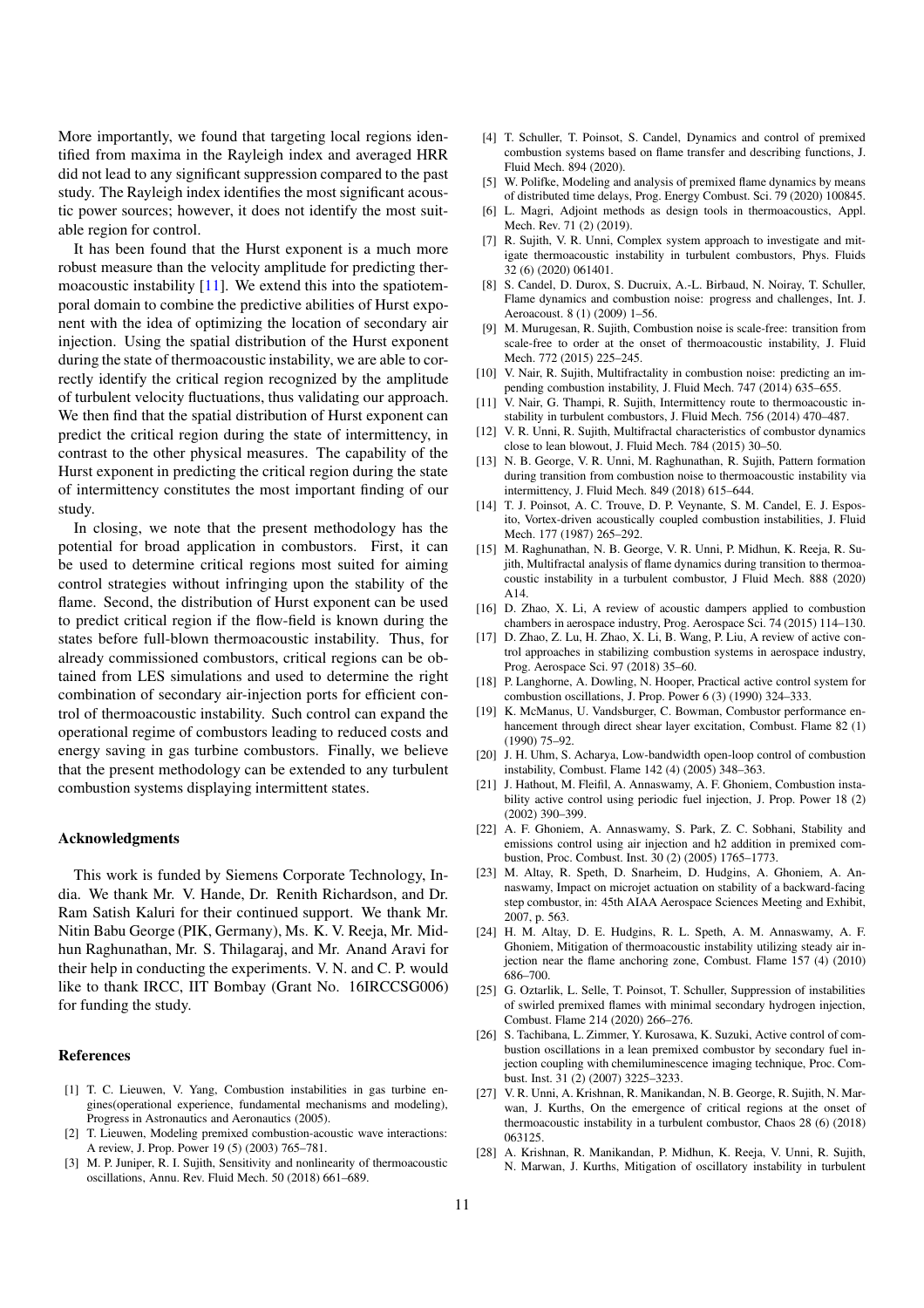More importantly, we found that targeting local regions identified from maxima in the Rayleigh index and averaged HRR did not lead to any significant suppression compared to the past study. The Rayleigh index identifies the most significant acoustic power sources; however, it does not identify the most suitable region for control.

It has been found that the Hurst exponent is a much more robust measure than the velocity amplitude for predicting thermoacoustic instability [11]. We extend this into the spatiotemporal domain to combine the predictive abilities of Hurst exponent with the idea of optimizing the location of secondary air injection. Using the spatial distribution of the Hurst exponent during the state of thermoacoustic instability, we are able to correctly identify the critical region recognized by the amplitude of turbulent velocity fluctuations, thus validating our approach. We then find that the spatial distribution of Hurst exponent can predict the critical region during the state of intermittency, in contrast to the other physical measures. The capability of the Hurst exponent in predicting the critical region during the state of intermittency constitutes the most important finding of our study.

In closing, we note that the present methodology has the potential for broad application in combustors. First, it can be used to determine critical regions most suited for aiming control strategies without infringing upon the stability of the flame. Second, the distribution of Hurst exponent can be used to predict critical region if the flow-field is known during the states before full-blown thermoacoustic instability. Thus, for already commissioned combustors, critical regions can be obtained from LES simulations and used to determine the right combination of secondary air-injection ports for efficient control of thermoacoustic instability. Such control can expand the operational regime of combustors leading to reduced costs and energy saving in gas turbine combustors. Finally, we believe that the present methodology can be extended to any turbulent combustion systems displaying intermittent states.

## Acknowledgments

This work is funded by Siemens Corporate Technology, India. We thank Mr. V. Hande, Dr. Renith Richardson, and Dr. Ram Satish Kaluri for their continued support. We thank Mr. Nitin Babu George (PIK, Germany), Ms. K. V. Reeja, Mr. Midhun Raghunathan, Mr. S. Thilagaraj, and Mr. Anand Aravi for their help in conducting the experiments. V. N. and C. P. would like to thank IRCC, IIT Bombay (Grant No. 16IRCCSG006) for funding the study.

## References

[1] T. C. Lieuwen, V. Yang, Combustion instabilities in gas turbine engines(operational experience, fundamental mechanisms and modeling), Progress in Astronautics and Aeronautics (2005).

[2] T. Lieuwen, Modeling premixed combustion-acoustic wave interactions: A review, J. Prop. Power 19 (5) (2003) 765–781.

[3] M. P. Juniper, R. I. Sujith, Sensitivity and nonlinearity of thermoacoustic oscillations, Annu. Rev. Fluid Mech. 50 (2018) 661–689.

[4] T. Schuller, T. Poinsot, S. Candel, Dynamics and control of premixed combustion systems based on flame transfer and describing functions, J. Fluid Mech. 894 (2020).

[5] W. Polifke, Modeling and analysis of premixed flame dynamics by means of distributed time delays, Prog. Energy Combust. Sci. 79 (2020) 100845.

[6] L. Magri, Adjoint methods as design tools in thermoacoustics, Appl. Mech. Rev. 71 (2) (2019).

[7] R. Sujith, V. R. Unni, Complex system approach to investigate and mitigate thermoacoustic instability in turbulent combustors, Phys. Fluids 32 (6) (2020) 061401.

[8] S. Candel, D. Durox, S. Ducruix, A.-L. Birbaud, N. Noiray, T. Schuller, Flame dynamics and combustion noise: progress and challenges, Int. J. Aeroacoust. 8 (1) (2009) 1–56.

[9] M. Murugesan, R. Sujith, Combustion noise is scale-free: transition from scale-free to order at the onset of thermoacoustic instability, J. Fluid Mech. 772 (2015) 225–245.

[10] V. Nair, R. Sujith, Multifractality in combustion noise: predicting an impending combustion instability, J. Fluid Mech. 747 (2014) 635–655.

[11] V. Nair, G. Thampi, R. Sujith, Intermittency route to thermoacoustic instability in turbulent combustors, J. Fluid Mech. 756 (2014) 470–487.

[12] V. R. Unni, R. Sujith, Multifractal characteristics of combustor dynamics close to lean blowout, J. Fluid Mech. 784 (2015) 30–50.

[13] N. B. George, V. R. Unni, M. Raghunathan, R. Sujith, Pattern formation during transition from combustion noise to thermoacoustic instability via intermittency, J. Fluid Mech. 849 (2018) 615–644.

[14] T. J. Poinsot, A. C. Trouve, D. P. Veynante, S. M. Candel, E. J. Esposito, Vortex-driven acoustically coupled combustion instabilities, J. Fluid Mech. 177 (1987) 265–292.

[15] M. Raghunathan, N. B. George, V. R. Unni, P. Midhun, K. Reeja, R. Sujith, Multifractal analysis of flame dynamics during transition to thermoacoustic instability in a turbulent combustor, J Fluid Mech. 888 (2020) A14.

[16] D. Zhao, X. Li, A review of acoustic dampers applied to combustion chambers in aerospace industry, Prog. Aerospace Sci. 74 (2015) 114–130.

[17] D. Zhao, Z. Lu, H. Zhao, X. Li, B. Wang, P. Liu, A review of active control approaches in stabilizing combustion systems in aerospace industry, Prog. Aerospace Sci. 97 (2018) 35–60.

[18] P. Langhorne, A. Dowling, N. Hooper, Practical active control system for combustion oscillations, J. Prop. Power 6 (3) (1990) 324–333.

[19] K. McManus, U. Vandsburger, C. Bowman, Combustor performance enhancement through direct shear layer excitation, Combust. Flame 82 (1) (1990) 75–92.

[20] J. H. Uhm, S. Acharya, Low-bandwidth open-loop control of combustion instability, Combust. Flame 142 (4) (2005) 348–363.

[21] J. Hathout, M. Fleifil, A. Annaswamy, A. F. Ghoniem, Combustion instability active control using periodic fuel injection, J. Prop. Power 18 (2) (2002) 390–399.

[22] A. F. Ghoniem, A. Annaswamy, S. Park, Z. C. Sobhani, Stability and emissions control using air injection and h2 addition in premixed combustion, Proc. Combust. Inst. 30 (2) (2005) 1765–1773.

[23] M. Altay, R. Speth, D. Snarheim, D. Hudgins, A. Ghoniem, A. Annaswamy, Impact on microjet actuation on stability of a backward-facing step combustor, in: 45th AIAA Aerospace Sciences Meeting and Exhibit, 2007, p. 563.

[24] H. M. Altay, D. E. Hudgins, R. L. Speth, A. M. Annaswamy, A. F. Ghoniem, Mitigation of thermoacoustic instability utilizing steady air injection near the flame anchoring zone, Combust. Flame 157 (4) (2010) 686–700.

[25] G. Oztarlik, L. Selle, T. Poinsot, T. Schuller, Suppression of instabilities of swirled premixed flames with minimal secondary hydrogen injection, Combust. Flame 214 (2020) 266–276.

[26] S. Tachibana, L. Zimmer, Y. Kurosawa, K. Suzuki, Active control of combustion oscillations in a lean premixed combustor by secondary fuel injection coupling with chemiluminescence imaging technique, Proc. Combust. Inst. 31 (2) (2007) 3225–3233.

[27] V. R. Unni, A. Krishnan, R. Manikandan, N. B. George, R. Sujith, N. Marwan, J. Kurths, On the emergence of critical regions at the onset of thermoacoustic instability in a turbulent combustor, Chaos 28 (6) (2018) 063125.

[28] A. Krishnan, R. Manikandan, P. Midhun, K. Reeja, V. Unni, R. Sujith, N. Marwan, J. Kurths, Mitigation of oscillatory instability in turbulent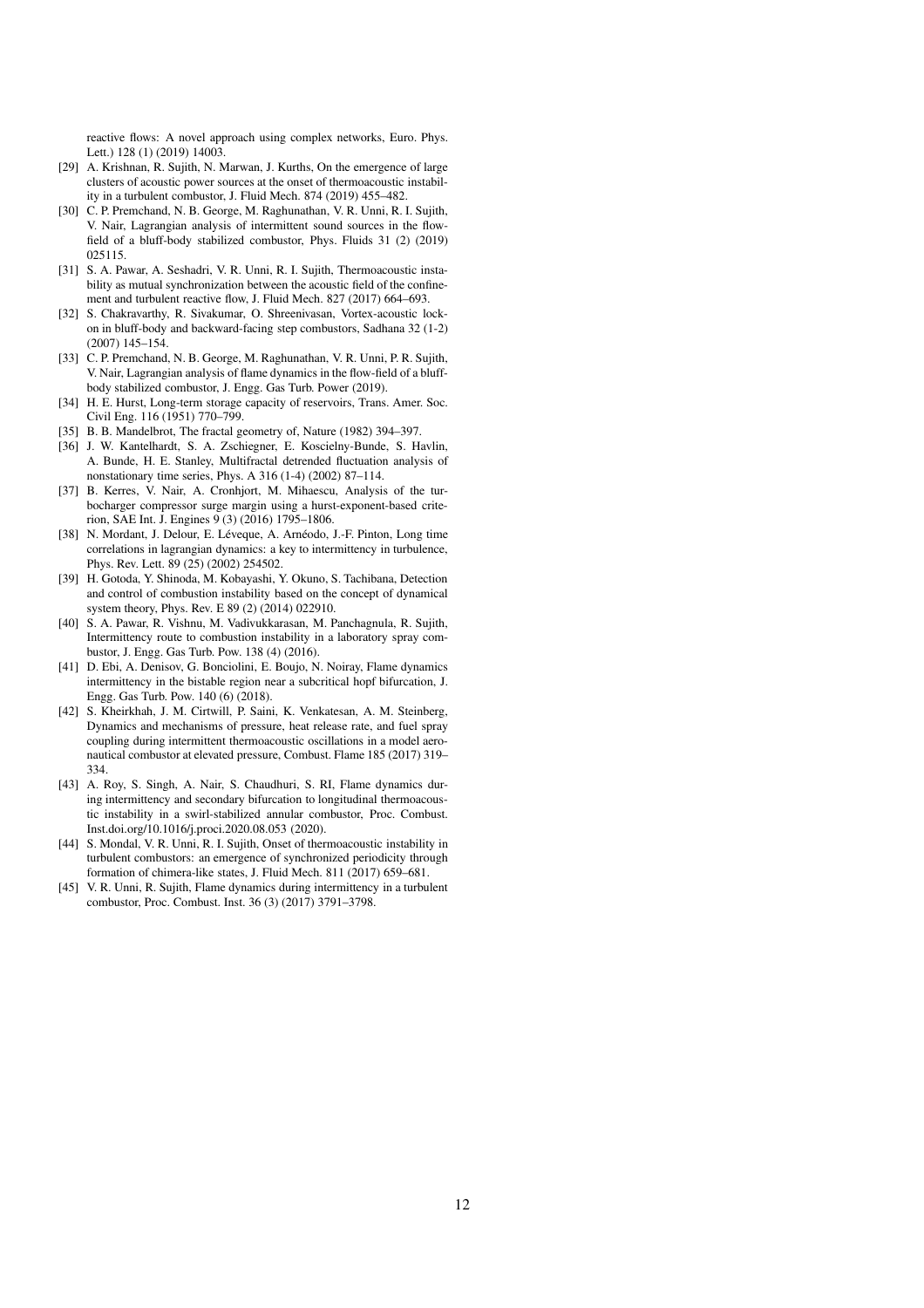reactive flows: A novel approach using complex networks, Euro. Phys. Lett.) 128 (1) (2019) 14003.

[29] A. Krishnan, R. Sujith, N. Marwan, J. Kurths, On the emergence of large clusters of acoustic power sources at the onset of thermoacoustic instability in a turbulent combustor, J. Fluid Mech. 874 (2019) 455–482.

[30] C. P. Premchand, N. B. George, M. Raghunathan, V. R. Unni, R. I. Sujith, V. Nair, Lagrangian analysis of intermittent sound sources in the flow-field of a bluff-body stabilized combustor, Phys. Fluids 31 (2) (2019) 025115.

[31] S. A. Pawar, A. Seshadri, V. R. Unni, R. I. Sujith, Thermoacoustic instability as mutual synchronization between the acoustic field of the confinement and turbulent reactive flow, J. Fluid Mech. 827 (2017) 664–693.

[32] S. Chakravarthy, R. Sivakumar, O. Shreenivasan, Vortex-acoustic lock-on in bluff-body and backward-facing step combustors, Sadhana 32 (1-2) (2007) 145–154.

[33] C. P. Premchand, N. B. George, M. Raghunathan, V. R. Unni, P. R. Sujith, V. Nair, Lagrangian analysis of flame dynamics in the flow-field of a bluff-body stabilized combustor, J. Engg. Gas Turb. Power (2019).

[34] H. E. Hurst, Long-term storage capacity of reservoirs, Trans. Amer. Soc. Civil Eng. 116 (1951) 770–799.

[35] B. B. Mandelbrot, The fractal geometry of, Nature (1982) 394–397.

[36] J. W. Kantelhardt, S. A. Zschiegner, E. Koscielny-Bunde, S. Havlin, A. Bunde, H. E. Stanley, Multifractal detrended fluctuation analysis of nonstationary time series, Phys. A 316 (1-4) (2002) 87–114.

[37] B. Kerres, V. Nair, A. Cronhjort, M. Mihaescu, Analysis of the turbocharger compressor surge margin using a hurst-exponent-based criterion, SAE Int. J. Engines 9 (3) (2016) 1795–1806.

[38] N. Mordant, J. Delour, E. Léveque, A. Arnéodo, J.-F. Pinton, Long time correlations in lagrangian dynamics: a key to intermittency in turbulence, Phys. Rev. Lett. 89 (25) (2002) 254502.

[39] H. Gotoda, Y. Shinoda, M. Kobayashi, Y. Okuno, S. Tachibana, Detection and control of combustion instability based on the concept of dynamical system theory, Phys. Rev. E 89 (2) (2014) 022910.

[40] S. A. Pawar, R. Vishnu, M. Vadivukkarasan, M. Panchagnula, R. Sujith, Intermittency route to combustion instability in a laboratory spray combustor, J. Engg. Gas Turb. Pow. 138 (4) (2016).

[41] D. Ebi, A. Denisov, G. Bonciolini, E. Boujo, N. Noiray, Flame dynamics intermittency in the bistable region near a subcritical hopf bifurcation, J. Engg. Gas Turb. Pow. 140 (6) (2018).

[42] S. Kheirkhah, J. M. Cirtwill, P. Saini, K. Venkatesan, A. M. Steinberg, Dynamics and mechanisms of pressure, heat release rate, and fuel spray coupling during intermittent thermoacoustic oscillations in a model aeronautical combustor at elevated pressure, Combust. Flame 185 (2017) 319–334.

[43] A. Roy, S. Singh, A. Nair, S. Chaudhuri, S. RI, Flame dynamics during intermittency and secondary bifurcation to longitudinal thermoacoustic instability in a swirl-stabilized annular combustor, Proc. Combust. Inst.doi.org/10.1016/j.proci.2020.08.053 (2020).

[44] S. Mondal, V. R. Unni, R. I. Sujith, Onset of thermoacoustic instability in turbulent combustors: an emergence of synchronized periodicity through formation of chimera-like states, J. Fluid Mech. 811 (2017) 659–681.

[45] V. R. Unni, R. Sujith, Flame dynamics during intermittency in a turbulent combustor, Proc. Combust. Inst. 36 (3) (2017) 3791–3798.